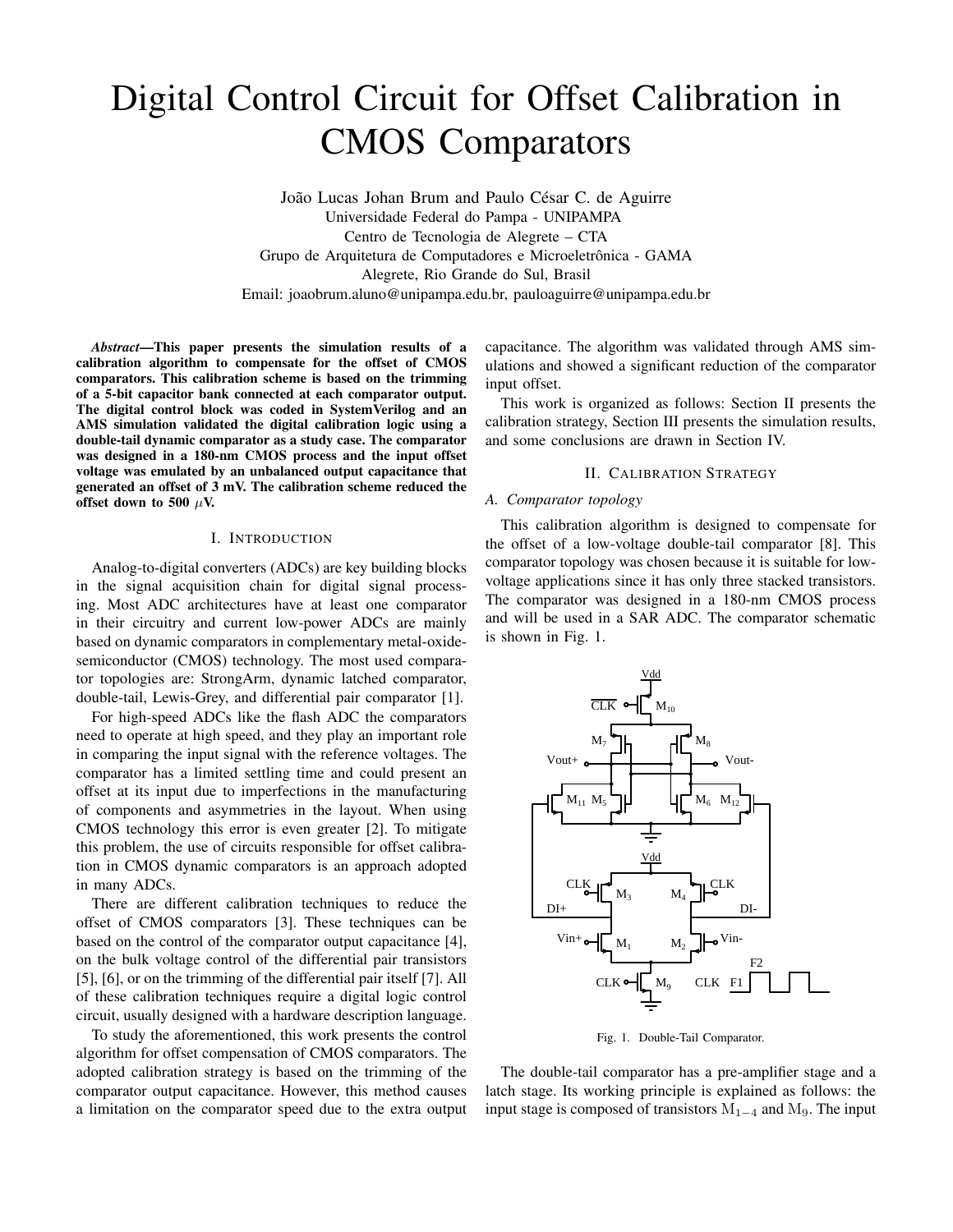# Digital Control Circuit for Offset Calibration in CMOS Comparators

João Lucas Johan Brum and Paulo César C. de Aguirre
Universidade Federal do Pampa - UNIPAMPA
Centro de Tecnologia de Alegrete – CTA
Grupo de Arquitetura de Computadores e Microeletrônica - GAMA
Alegrete, Rio Grande do Sul, Brasil
Email: joaobrum.aluno@unipampa.edu.br, pauloaguirre@unipampa.edu.br

***Abstract*—This paper presents the simulation results of a calibration algorithm to compensate for the offset of CMOS comparators. This calibration scheme is based on the trimming of a 5-bit capacitor bank connected at each comparator output. The digital control block was coded in SystemVerilog and an AMS simulation validated the digital calibration logic using a double-tail dynamic comparator as a study case. The comparator was designed in a 180-nm CMOS process and the input offset voltage was emulated by an unbalanced output capacitance that generated an offset of 3 mV. The calibration scheme reduced the offset down to 500 $\mu$V.**

## I. Introduction

Analog-to-digital converters (ADCs) are key building blocks in the signal acquisition chain for digital signal processing. Most ADC architectures have at least one comparator in their circuitry and current low-power ADCs are mainly based on dynamic comparators in complementary metal-oxide-semiconductor (CMOS) technology. The most used comparator topologies are: StrongArm, dynamic latched comparator, double-tail, Lewis-Grey, and differential pair comparator [1].

For high-speed ADCs like the flash ADC the comparators need to operate at high speed, and they play an important role in comparing the input signal with the reference voltages. The comparator has a limited settling time and could present an offset at its input due to imperfections in the manufacturing of components and asymmetries in the layout. When using CMOS technology this error is even greater [2]. To mitigate this problem, the use of circuits responsible for offset calibration in CMOS dynamic comparators is an approach adopted in many ADCs.

There are different calibration techniques to reduce the offset of CMOS comparators [3]. These techniques can be based on the control of the comparator output capacitance [4], on the bulk voltage control of the differential pair transistors [5], [6], or on the trimming of the differential pair itself [7]. All of these calibration techniques require a digital logic control circuit, usually designed with a hardware description language.

To study the aforementioned, this work presents the control algorithm for offset compensation of CMOS comparators. The adopted calibration strategy is based on the trimming of the comparator output capacitance. However, this method causes a limitation on the comparator speed due to the extra output capacitance. The algorithm was validated through AMS simulations and showed a significant reduction of the comparator input offset.

This work is organized as follows: Section II presents the calibration strategy, Section III presents the simulation results, and some conclusions are drawn in Section IV.

## II. Calibration Strategy

### *A. Comparator topology*

This calibration algorithm is designed to compensate for the offset of a low-voltage double-tail comparator [8]. This comparator topology was chosen because it is suitable for low-voltage applications since it has only three stacked transistors. The comparator was designed in a 180-nm CMOS process and will be used in a SAR ADC. The comparator schematic is shown in Fig. 1.

Vdd
$\overline{CLK}$ $M_{10}$
$M_7$ $M_8$
Vout+ Vout-
$M_{11}$ $M_5$ $M_6$ $M_{12}$
Vdd
CLK $M_3$ $M_4$ CLK
DI+ DI-
Vin+ $M_1$ $M_2$ Vin-
F2
CLK $M_9$ CLK F1

Fig. 1. Double-Tail Comparator.

The double-tail comparator has a pre-amplifier stage and a latch stage. Its working principle is explained as follows: the input stage is composed of transistors $M_{1-4}$ and $M_9$. The input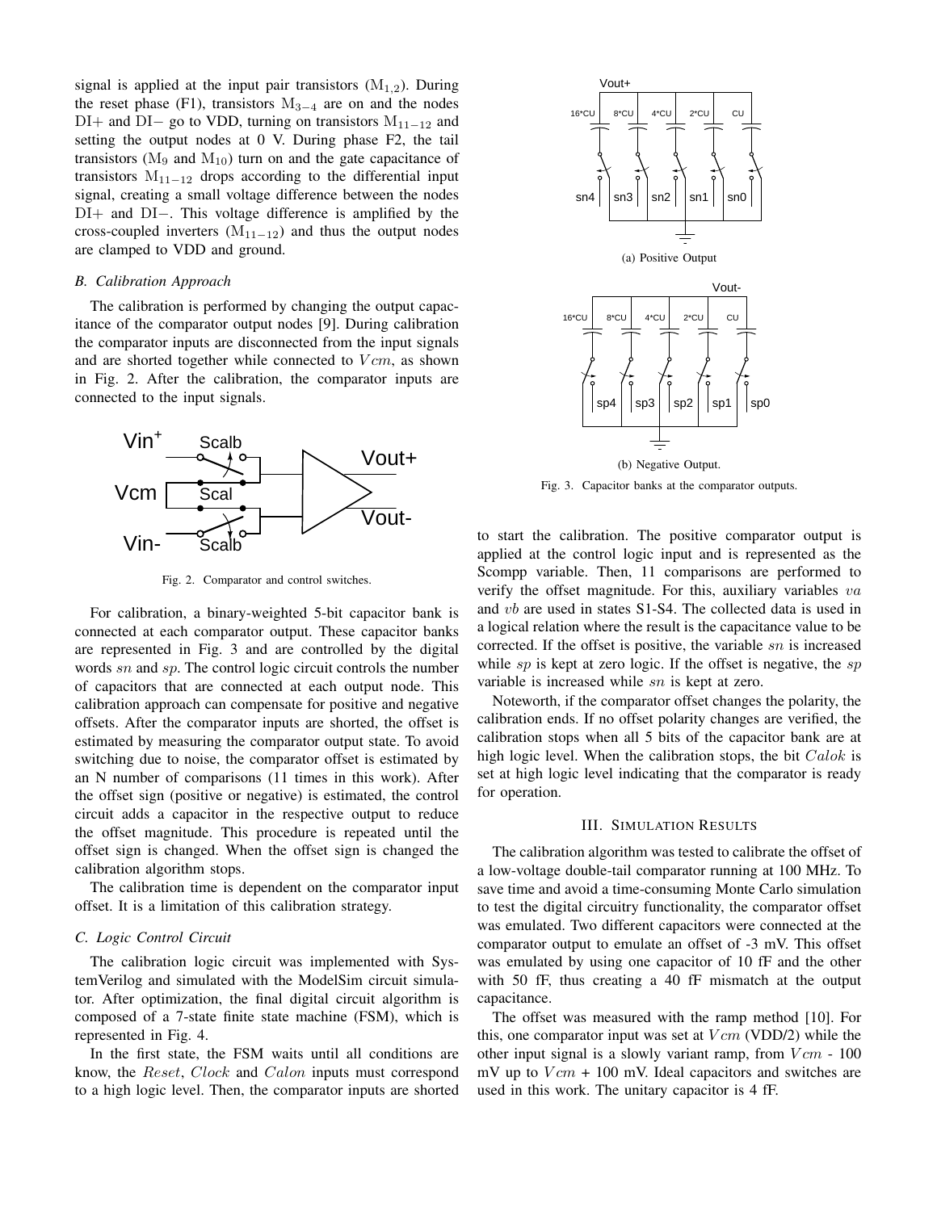signal is applied at the input pair transistors ($M_{1,2}$). During the reset phase (F1), transistors $M_{3-4}$ are on and the nodes DI+ and DI− go to VDD, turning on transistors $M_{11-12}$ and setting the output nodes at 0 V. During phase F2, the tail transistors ($M_9$ and $M_{10}$) turn on and the gate capacitance of transistors $M_{11-12}$ drops according to the differential input signal, creating a small voltage difference between the nodes DI+ and DI−. This voltage difference is amplified by the cross-coupled inverters ($M_{11-12}$) and thus the output nodes are clamped to VDD and ground.

### *B. Calibration Approach*

The calibration is performed by changing the output capacitance of the comparator output nodes [9]. During calibration the comparator inputs are disconnected from the input signals and are shorted together while connected to $Vcm$, as shown in Fig. 2. After the calibration, the comparator inputs are connected to the input signals.

Vin+
Scalb
Vcm
Scal
Vin-
Scalb
Vout+
Vout-

Fig. 2. Comparator and control switches.

For calibration, a binary-weighted 5-bit capacitor bank is connected at each comparator output. These capacitor banks are represented in Fig. 3 and are controlled by the digital words $sn$ and $sp$. The control logic circuit controls the number of capacitors that are connected at each output node. This calibration approach can compensate for positive and negative offsets. After the comparator inputs are shorted, the offset is estimated by measuring the comparator output state. To avoid switching due to noise, the comparator offset is estimated by an N number of comparisons (11 times in this work). After the offset sign (positive or negative) is estimated, the control circuit adds a capacitor in the respective output to reduce the offset magnitude. This procedure is repeated until the offset sign is changed. When the offset sign is changed the calibration algorithm stops.

The calibration time is dependent on the comparator input offset. It is a limitation of this calibration strategy.

### *C. Logic Control Circuit*

The calibration logic circuit was implemented with SystemVerilog and simulated with the ModelSim circuit simulator. After optimization, the final digital circuit algorithm is composed of a 7-state finite state machine (FSM), which is represented in Fig. 4.

In the first state, the FSM waits until all conditions are know, the $Reset$, $Clock$ and $Calon$ inputs must correspond to a high logic level. Then, the comparator inputs are shorted to start the calibration. The positive comparator output is applied at the control logic input and is represented as the Scompp variable. Then, 11 comparisons are performed to verify the offset magnitude. For this, auxiliary variables $va$ and $vb$ are used in states S1-S4. The collected data is used in a logical relation where the result is the capacitance value to be corrected. If the offset is positive, the variable $sn$ is increased while $sp$ is kept at zero logic. If the offset is negative, the $sp$ variable is increased while $sn$ is kept at zero.

Vout+
16*CU
8*CU
4*CU
2*CU
CU
sn4
sn3
sn2
sn1
sn0

(a) Positive Output

Vout-
16*CU
8*CU
4*CU
2*CU
CU
sp4
sp3
sp2
sp1
sp0

(b) Negative Output.

Fig. 3. Capacitor banks at the comparator outputs.

Noteworth, if the comparator offset changes the polarity, the calibration ends. If no offset polarity changes are verified, the calibration stops when all 5 bits of the capacitor bank are at high logic level. When the calibration stops, the bit $Calok$ is set at high logic level indicating that the comparator is ready for operation.

## III. Simulation Results

The calibration algorithm was tested to calibrate the offset of a low-voltage double-tail comparator running at 100 MHz. To save time and avoid a time-consuming Monte Carlo simulation to test the digital circuitry functionality, the comparator offset was emulated. Two different capacitors were connected at the comparator output to emulate an offset of -3 mV. This offset was emulated by using one capacitor of 10 fF and the other with 50 fF, thus creating a 40 fF mismatch at the output capacitance.

The offset was measured with the ramp method [10]. For this, one comparator input was set at $Vcm$ (VDD/2) while the other input signal is a slowly variant ramp, from $Vcm$ - 100 mV up to $Vcm$ + 100 mV. Ideal capacitors and switches are used in this work. The unitary capacitor is 4 fF.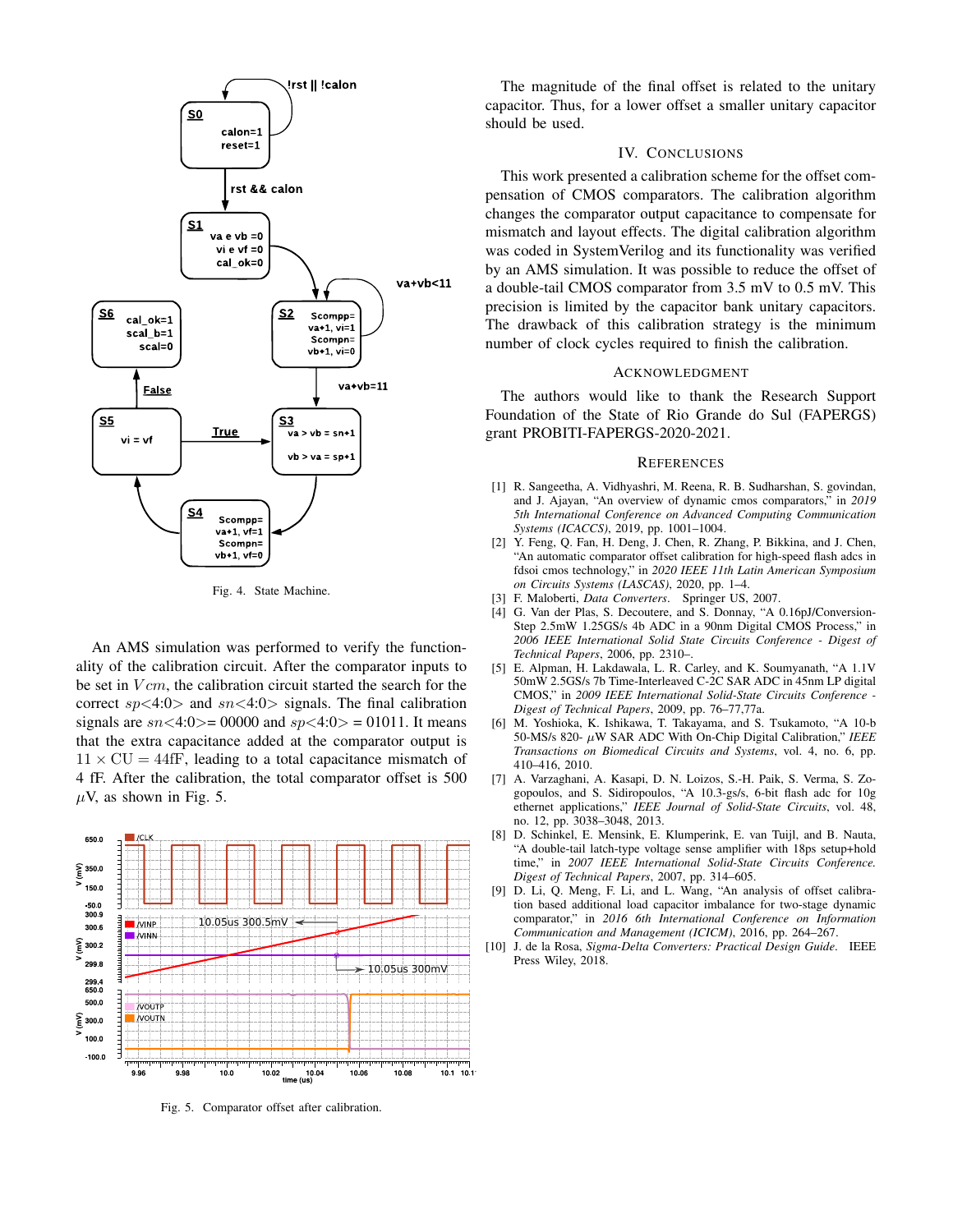!rst || !calon

S0
calon=1
reset=1

rst && calon

S1
va e vb =0
vi e vf =0
cal_ok=0

va+vb<11

S2
Scompp=
va+1, vi=1
Scompn=
vb+1, vi=0

va+vb=11

S6
cal_ok=1
scal_b=1
scal=0

False

S5
vi = vf

True

S3
va > vb = sn+1
vb > va = sp+1

S4
Scompp=
va+1, vf=1
Scompn=
vb+1, vf=0

Fig. 4. State Machine.

An AMS simulation was performed to verify the functionality of the calibration circuit. After the comparator inputs to be set in $Vcm$, the calibration circuit started the search for the correct $sp{<}4{:}0{>}$ and $sn{<}4{:}0{>}$ signals. The final calibration signals are $sn{<}4{:}0{>}= 00000$ and $sp{<}4{:}0{>} = 01011$. It means that the extra capacitance added at the comparator output is $11 \times \mathrm{CU} = 44\mathrm{fF}$, leading to a total capacitance mismatch of 4 fF. After the calibration, the total comparator offset is 500 $\mu$V, as shown in Fig. 5.

650.0
/CLK
V (mV)
350.0
150.0
-50.0
300.9
/VINP
/VINN
10.05us 300.5mV
300.6
V (mV)
300.2
299.8
10.05us 300mV
299.4
650.0
500.0
/VOUTP
/VOUTN
V (mV)
300.0
100.0
-100.0
9.96
9.98
10.0
10.02
10.04
10.06
10.08
10.1
10.1
time (us)

Fig. 5. Comparator offset after calibration.

The magnitude of the final offset is related to the unitary capacitor. Thus, for a lower offset a smaller unitary capacitor should be used.

## IV. Conclusions

This work presented a calibration scheme for the offset compensation of CMOS comparators. The calibration algorithm changes the comparator output capacitance to compensate for mismatch and layout effects. The digital calibration algorithm was coded in SystemVerilog and its functionality was verified by an AMS simulation. It was possible to reduce the offset of a double-tail CMOS comparator from 3.5 mV to 0.5 mV. This precision is limited by the capacitor bank unitary capacitors. The drawback of this calibration strategy is the minimum number of clock cycles required to finish the calibration.

## Acknowledgment

The authors would like to thank the Research Support Foundation of the State of Rio Grande do Sul (FAPERGS) grant PROBITI-FAPERGS-2020-2021.

## References

[1] R. Sangeetha, A. Vidhyashri, M. Reena, R. B. Sudharshan, S. govindan, and J. Ajayan, "An overview of dynamic cmos comparators," in *2019 5th International Conference on Advanced Computing Communication Systems (ICACCS)*, 2019, pp. 1001–1004.

[2] Y. Feng, Q. Fan, H. Deng, J. Chen, R. Zhang, P. Bikkina, and J. Chen, "An automatic comparator offset calibration for high-speed flash adcs in fdsoi cmos technology," in *2020 IEEE 11th Latin American Symposium on Circuits Systems (LASCAS)*, 2020, pp. 1–4.

[3] F. Maloberti, *Data Converters*. Springer US, 2007.

[4] G. Van der Plas, S. Decoutere, and S. Donnay, "A 0.16pJ/Conversion-Step 2.5mW 1.25GS/s 4b ADC in a 90nm Digital CMOS Process," in *2006 IEEE International Solid State Circuits Conference - Digest of Technical Papers*, 2006, pp. 2310–.

[5] E. Alpman, H. Lakdawala, L. R. Carley, and K. Soumyanath, "A 1.1V 50mW 2.5GS/s 7b Time-Interleaved C-2C SAR ADC in 45nm LP digital CMOS," in *2009 IEEE International Solid-State Circuits Conference - Digest of Technical Papers*, 2009, pp. 76–77,77a.

[6] M. Yoshioka, K. Ishikawa, T. Takayama, and S. Tsukamoto, "A 10-b 50-MS/s 820- $\mu$W SAR ADC With On-Chip Digital Calibration," *IEEE Transactions on Biomedical Circuits and Systems*, vol. 4, no. 6, pp. 410–416, 2010.

[7] A. Varzaghani, A. Kasapi, D. N. Loizos, S.-H. Paik, S. Verma, S. Zogopoulos, and S. Sidiropoulos, "A 10.3-gs/s, 6-bit flash adc for 10g ethernet applications," *IEEE Journal of Solid-State Circuits*, vol. 48, no. 12, pp. 3038–3048, 2013.

[8] D. Schinkel, E. Mensink, E. Klumperink, E. van Tuijl, and B. Nauta, "A double-tail latch-type voltage sense amplifier with 18ps setup+hold time," in *2007 IEEE International Solid-State Circuits Conference. Digest of Technical Papers*, 2007, pp. 314–605.

[9] D. Li, Q. Meng, F. Li, and L. Wang, "An analysis of offset calibration based additional load capacitor imbalance for two-stage dynamic comparator," in *2016 6th International Conference on Information Communication and Management (ICICM)*, 2016, pp. 264–267.

[10] J. de la Rosa, *Sigma-Delta Converters: Practical Design Guide*. IEEE Press Wiley, 2018.